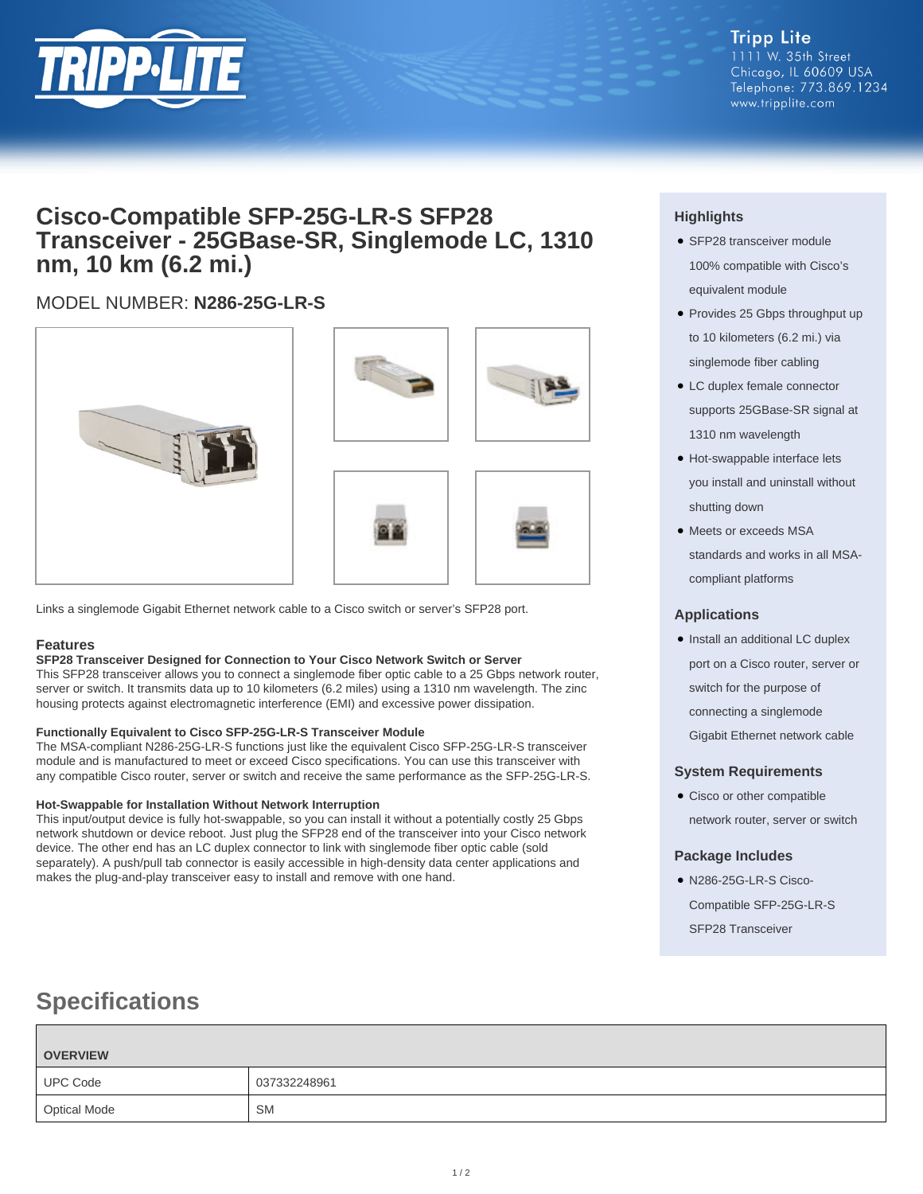Tripp Lite
1111 W. 35th Street
Chicago, IL 60609 USA
Telephone: 773.869.1234
www.tripplite.com

# Cisco-Compatible SFP-25G-LR-S SFP28 Transceiver - 25GBase-SR, Singlemode LC, 1310 nm, 10 km (6.2 mi.)

MODEL NUMBER: **N286-25G-LR-S**

Links a singlemode Gigabit Ethernet network cable to a Cisco switch or server's SFP28 port.

## Features

**SFP28 Transceiver Designed for Connection to Your Cisco Network Switch or Server**

This SFP28 transceiver allows you to connect a singlemode fiber optic cable to a 25 Gbps network router, server or switch. It transmits data up to 10 kilometers (6.2 miles) using a 1310 nm wavelength. The zinc housing protects against electromagnetic interference (EMI) and excessive power dissipation.

**Functionally Equivalent to Cisco SFP-25G-LR-S Transceiver Module**

The MSA-compliant N286-25G-LR-S functions just like the equivalent Cisco SFP-25G-LR-S transceiver module and is manufactured to meet or exceed Cisco specifications. You can use this transceiver with any compatible Cisco router, server or switch and receive the same performance as the SFP-25G-LR-S.

**Hot-Swappable for Installation Without Network Interruption**

This input/output device is fully hot-swappable, so you can install it without a potentially costly 25 Gbps network shutdown or device reboot. Just plug the SFP28 end of the transceiver into your Cisco network device. The other end has an LC duplex connector to link with singlemode fiber optic cable (sold separately). A push/pull tab connector is easily accessible in high-density data center applications and makes the plug-and-play transceiver easy to install and remove with one hand.

## Highlights

- SFP28 transceiver module 100% compatible with Cisco's equivalent module
- Provides 25 Gbps throughput up to 10 kilometers (6.2 mi.) via singlemode fiber cabling
- LC duplex female connector supports 25GBase-SR signal at 1310 nm wavelength
- Hot-swappable interface lets you install and uninstall without shutting down
- Meets or exceeds MSA standards and works in all MSA-compliant platforms

## Applications

- Install an additional LC duplex port on a Cisco router, server or switch for the purpose of connecting a singlemode Gigabit Ethernet network cable

## System Requirements

- Cisco or other compatible network router, server or switch

## Package Includes

- N286-25G-LR-S Cisco-Compatible SFP-25G-LR-S SFP28 Transceiver

# Specifications

| OVERVIEW | |
|---|---|
| UPC Code | 037332248961 |
| Optical Mode | SM |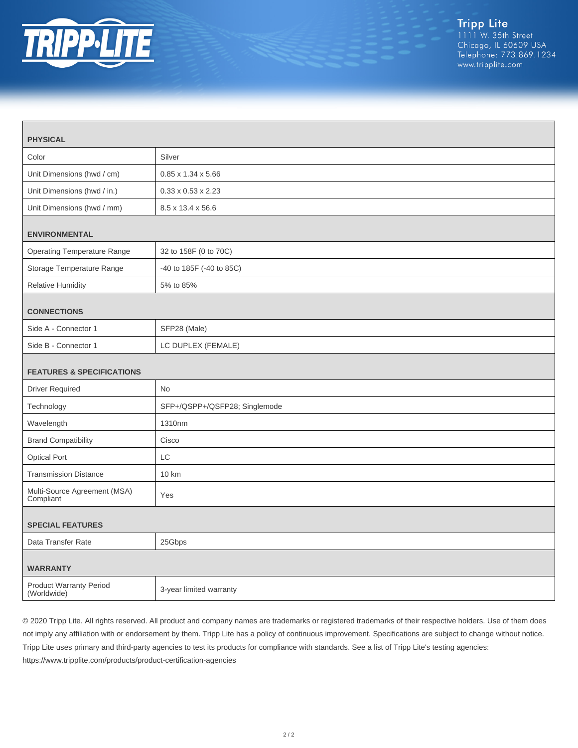Tripp Lite
1111 W. 35th Street
Chicago, IL 60609 USA
Telephone: 773.869.1234
www.tripplite.com

| | |
|---|---|
| **PHYSICAL** | |
| Color | Silver |
| Unit Dimensions (hwd / cm) | 0.85 x 1.34 x 5.66 |
| Unit Dimensions (hwd / in.) | 0.33 x 0.53 x 2.23 |
| Unit Dimensions (hwd / mm) | 8.5 x 13.4 x 56.6 |
| **ENVIRONMENTAL** | |
| Operating Temperature Range | 32 to 158F (0 to 70C) |
| Storage Temperature Range | -40 to 185F (-40 to 85C) |
| Relative Humidity | 5% to 85% |
| **CONNECTIONS** | |
| Side A - Connector 1 | SFP28 (Male) |
| Side B - Connector 1 | LC DUPLEX (FEMALE) |
| **FEATURES & SPECIFICATIONS** | |
| Driver Required | No |
| Technology | SFP+/QSPP+/QSFP28; Singlemode |
| Wavelength | 1310nm |
| Brand Compatibility | Cisco |
| Optical Port | LC |
| Transmission Distance | 10 km |
| Multi-Source Agreement (MSA) Compliant | Yes |
| **SPECIAL FEATURES** | |
| Data Transfer Rate | 25Gbps |
| **WARRANTY** | |
| Product Warranty Period (Worldwide) | 3-year limited warranty |

© 2020 Tripp Lite. All rights reserved. All product and company names are trademarks or registered trademarks of their respective holders. Use of them does not imply any affiliation with or endorsement by them. Tripp Lite has a policy of continuous improvement. Specifications are subject to change without notice. Tripp Lite uses primary and third-party agencies to test its products for compliance with standards. See a list of Tripp Lite's testing agencies: https://www.tripplite.com/products/product-certification-agencies